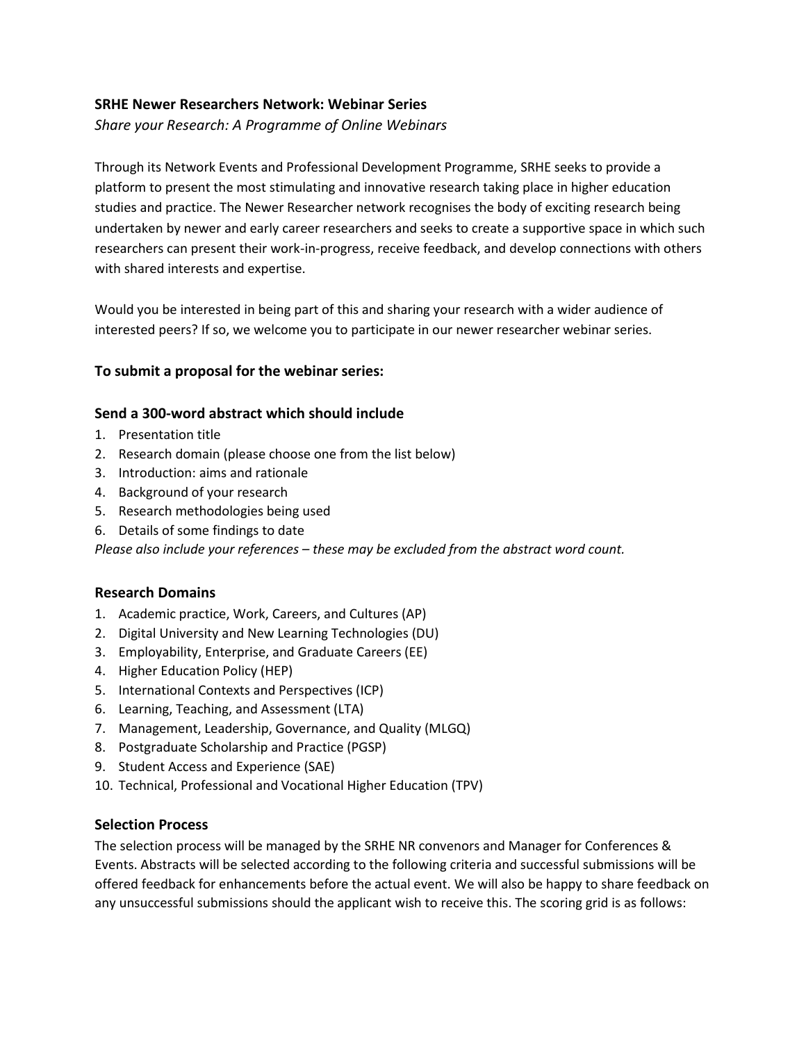**SRHE Newer Researchers Network: Webinar Series**

*Share your Research: A Programme of Online Webinars*

Through its Network Events and Professional Development Programme, SRHE seeks to provide a platform to present the most stimulating and innovative research taking place in higher education studies and practice. The Newer Researcher network recognises the body of exciting research being undertaken by newer and early career researchers and seeks to create a supportive space in which such researchers can present their work-in-progress, receive feedback, and develop connections with others with shared interests and expertise.

Would you be interested in being part of this and sharing your research with a wider audience of interested peers? If so, we welcome you to participate in our newer researcher webinar series.

### To submit a proposal for the webinar series:

### Send a 300-word abstract which should include

1. Presentation title
2. Research domain (please choose one from the list below)
3. Introduction: aims and rationale
4. Background of your research
5. Research methodologies being used
6. Details of some findings to date

*Please also include your references – these may be excluded from the abstract word count.*

### Research Domains

1. Academic practice, Work, Careers, and Cultures (AP)
2. Digital University and New Learning Technologies (DU)
3. Employability, Enterprise, and Graduate Careers (EE)
4. Higher Education Policy (HEP)
5. International Contexts and Perspectives (ICP)
6. Learning, Teaching, and Assessment (LTA)
7. Management, Leadership, Governance, and Quality (MLGQ)
8. Postgraduate Scholarship and Practice (PGSP)
9. Student Access and Experience (SAE)
10. Technical, Professional and Vocational Higher Education (TPV)

### Selection Process

The selection process will be managed by the SRHE NR convenors and Manager for Conferences & Events. Abstracts will be selected according to the following criteria and successful submissions will be offered feedback for enhancements before the actual event. We will also be happy to share feedback on any unsuccessful submissions should the applicant wish to receive this. The scoring grid is as follows: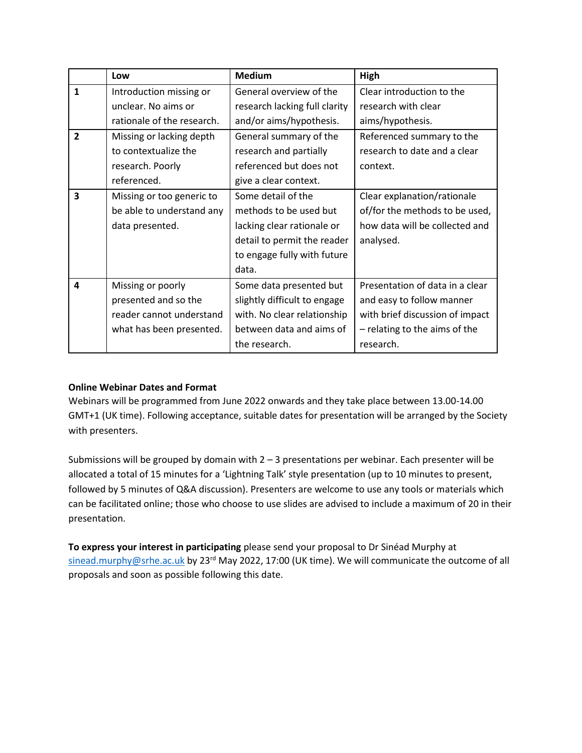| | Low | Medium | High |
|---|---|---|---|
| **1** | Introduction missing or unclear. No aims or rationale of the research. | General overview of the research lacking full clarity and/or aims/hypothesis. | Clear introduction to the research with clear aims/hypothesis. |
| **2** | Missing or lacking depth to contextualize the research. Poorly referenced. | General summary of the research and partially referenced but does not give a clear context. | Referenced summary to the research to date and a clear context. |
| **3** | Missing or too generic to be able to understand any data presented. | Some detail of the methods to be used but lacking clear rationale or detail to permit the reader to engage fully with future data. | Clear explanation/rationale of/for the methods to be used, how data will be collected and analysed. |
| **4** | Missing or poorly presented and so the reader cannot understand what has been presented. | Some data presented but slightly difficult to engage with. No clear relationship between data and aims of the research. | Presentation of data in a clear and easy to follow manner with brief discussion of impact – relating to the aims of the research. |

**Online Webinar Dates and Format**

Webinars will be programmed from June 2022 onwards and they take place between 13.00-14.00 GMT+1 (UK time). Following acceptance, suitable dates for presentation will be arranged by the Society with presenters.

Submissions will be grouped by domain with 2 – 3 presentations per webinar. Each presenter will be allocated a total of 15 minutes for a 'Lightning Talk' style presentation (up to 10 minutes to present, followed by 5 minutes of Q&A discussion). Presenters are welcome to use any tools or materials which can be facilitated online; those who choose to use slides are advised to include a maximum of 20 in their presentation.

**To express your interest in participating** please send your proposal to Dr Sinéad Murphy at sinead.murphy@srhe.ac.uk by 23rd May 2022, 17:00 (UK time). We will communicate the outcome of all proposals and soon as possible following this date.